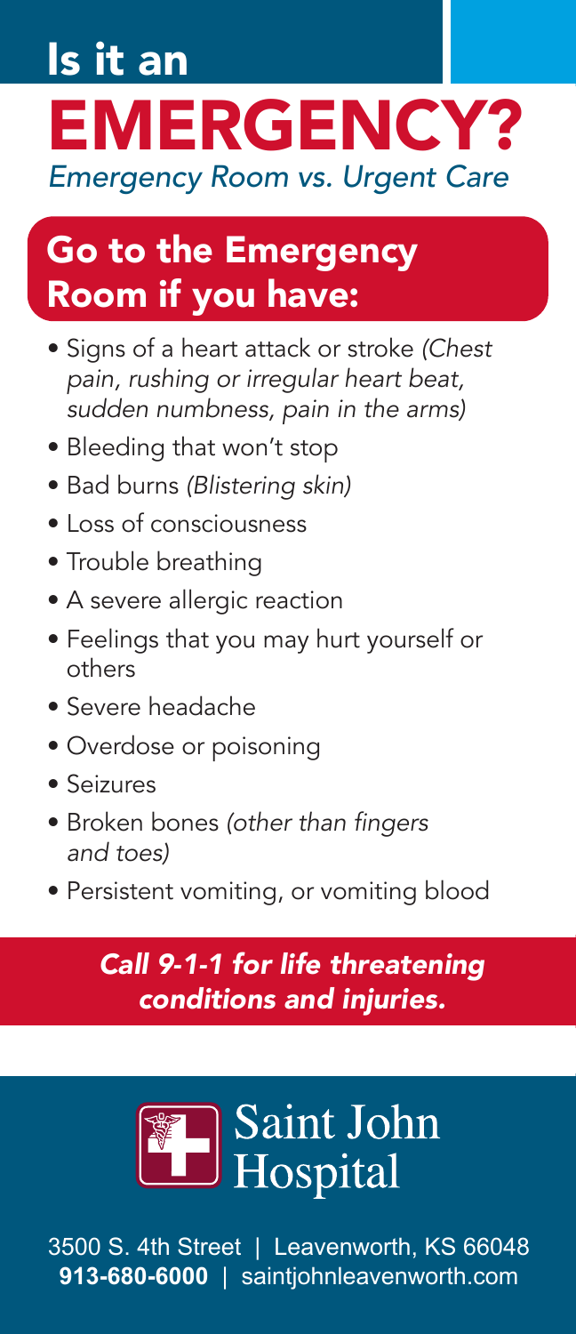# Is it an EMERGENCY?

*Emergency Room vs. Urgent Care*

## Go to the Emergency Room if you have:

- Signs of a heart attack or stroke *(Chest pain, rushing or irregular heart beat, sudden numbness, pain in the arms)*
- Bleeding that won't stop
- Bad burns *(Blistering skin)*
- Loss of consciousness
- Trouble breathing
- A severe allergic reaction
- Feelings that you may hurt yourself or others
- Severe headache
- Overdose or poisoning
- Seizures
- Broken bones *(other than fingers and toes)*
- Persistent vomiting, or vomiting blood

***Call 9-1-1 for life threatening conditions and injuries.***

Saint John Hospital

3500 S. 4th Street | Leavenworth, KS 66048
**913-680-6000** | saintjohnleavenworth.com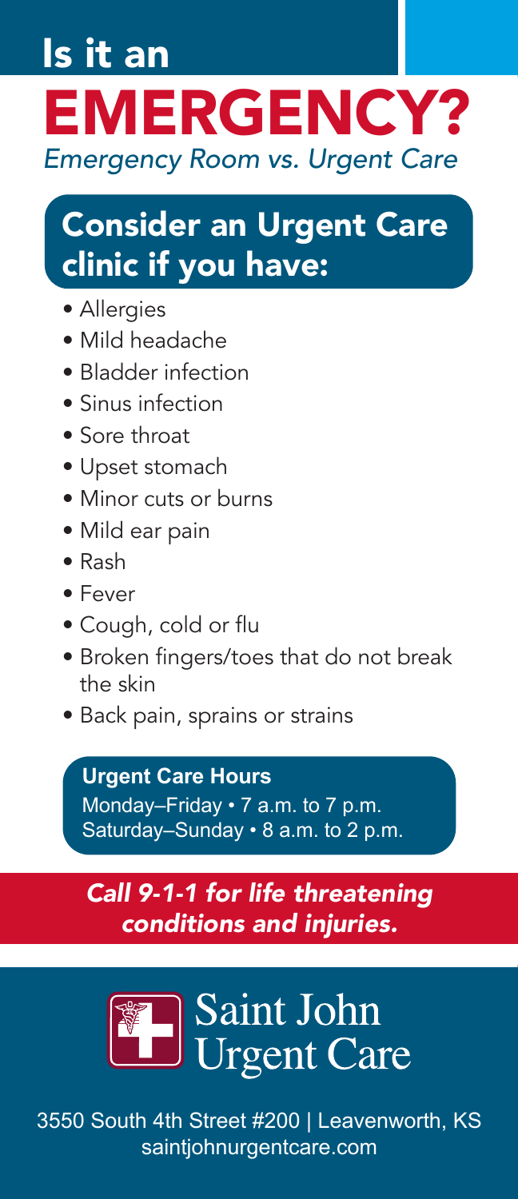# Is it an EMERGENCY?

*Emergency Room vs. Urgent Care*

## Consider an Urgent Care clinic if you have:

- Allergies
- Mild headache
- Bladder infection
- Sinus infection
- Sore throat
- Upset stomach
- Minor cuts or burns
- Mild ear pain
- Rash
- Fever
- Cough, cold or flu
- Broken fingers/toes that do not break the skin
- Back pain, sprains or strains

**Urgent Care Hours**

Monday–Friday • 7 a.m. to 7 p.m.
Saturday–Sunday • 8 a.m. to 2 p.m.

***Call 9-1-1 for life threatening conditions and injuries.***

Saint John Urgent Care

3550 South 4th Street #200 | Leavenworth, KS
saintjohnurgentcare.com